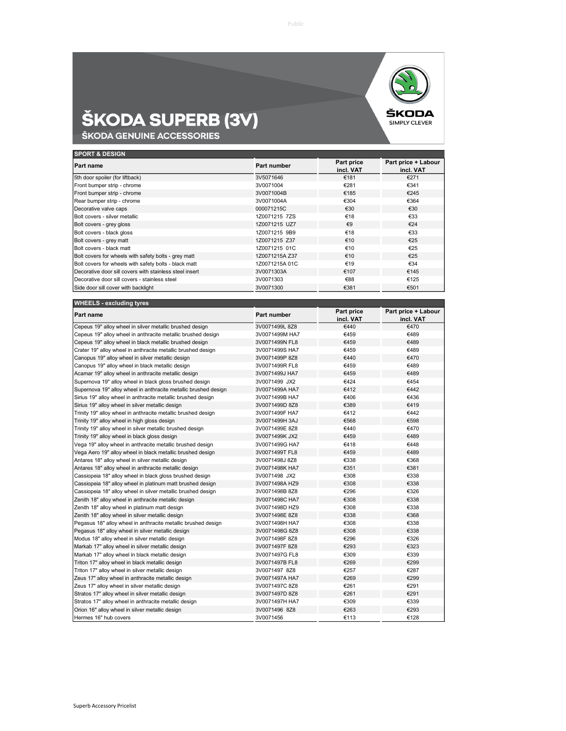# ŠKODA SUPERB (3V)

## ŠKODA GENUINE ACCESSORIES

### SPORT & DESIGN

| Part name | Part number | Part price incl. VAT | Part price + Labour incl. VAT |
|---|---|---|---|
| 5th door spoiler (for liftback) | 3V5071646 | €181 | €271 |
| Front bumper strip - chrome | 3V0071004 | €281 | €341 |
| Front bumper strip - chrome | 3V0071004B | €185 | €245 |
| Rear bumper strip - chrome | 3V0071004A | €304 | €364 |
| Decorative valve caps | 000071215C | €30 | €30 |
| Bolt covers - silver metallic | 1Z0071215 7ZS | €18 | €33 |
| Bolt covers - grey gloss | 1Z0071215 UZ7 | €9 | €24 |
| Bolt covers - black gloss | 1Z0071215 9B9 | €18 | €33 |
| Bolt covers - grey matt | 1Z0071215 Z37 | €10 | €25 |
| Bolt covers - black matt | 1Z0071215 01C | €10 | €25 |
| Bolt covers for wheels with safety bolts - grey matt | 1Z0071215A Z37 | €10 | €25 |
| Bolt covers for wheels with safety bolts - black matt | 1Z0071215A 01C | €19 | €34 |
| Decorative door sill covers with stainless steel insert | 3V0071303A | €107 | €145 |
| Decorative door sill covers - stainless steel | 3V0071303 | €88 | €125 |
| Side door sill cover with backlight | 3V0071300 | €381 | €501 |

### WHEELS - excluding tyres

| Part name | Part number | Part price incl. VAT | Part price + Labour incl. VAT |
|---|---|---|---|
| Cepeus 19" alloy wheel in silver metallic brushed design | 3V0071499L 8Z8 | €440 | €470 |
| Cepeus 19" alloy wheel in anthracite metallic brushed design | 3V0071499M HA7 | €459 | €489 |
| Cepeus 19" alloy wheel in black metallic brushed design | 3V0071499N FL8 | €459 | €489 |
| Crater 19" alloy wheel in anthracite metallic brushed design | 3V0071499S HA7 | €459 | €489 |
| Canopus 19" alloy wheel in silver metallic design | 3V0071499P 8Z8 | €440 | €470 |
| Canopus 19" alloy wheel in black metallic design | 3V0071499R FL8 | €459 | €489 |
| Acamar 19" alloy wheel in anthracite metallic design | 3V0071499J HA7 | €459 | €489 |
| Supernova 19" alloy wheel in black gloss brushed design | 3V0071499 JX2 | €424 | €454 |
| Supernova 19" alloy wheel in anthracite metallic brushed design | 3V0071499A HA7 | €412 | €442 |
| Sirius 19" alloy wheel in anthracite metallic brushed design | 3V0071499B HA7 | €406 | €436 |
| Sirius 19" alloy wheel in silver metallic design | 3V0071499D 8Z8 | €389 | €419 |
| Trinity 19" alloy wheel in anthracite metallic brushed design | 3V0071499F HA7 | €412 | €442 |
| Trinity 19" alloy wheel in high gloss design | 3V0071499H 3AJ | €568 | €598 |
| Trinity 19" alloy wheel in silver metallic brushed design | 3V0071499E 8Z8 | €440 | €470 |
| Trinity 19" alloy wheel in black gloss design | 3V0071499K JX2 | €459 | €489 |
| Vega 19" alloy wheel in anthracite metallic brushed design | 3V0071499G HA7 | €418 | €448 |
| Vega Aero 19" alloy wheel in black metallic brushed design | 3V0071499T FL8 | €459 | €489 |
| Antares 18" alloy wheel in silver metallic design | 3V0071498J 8Z8 | €338 | €368 |
| Antares 18" alloy wheel in anthracite metallic design | 3V0071498K HA7 | €351 | €381 |
| Cassiopeia 18" alloy wheel in black gloss brushed design | 3V0071498 JX2 | €308 | €338 |
| Cassiopeia 18" alloy wheel in platinum matt brushed design | 3V0071498A HZ9 | €308 | €338 |
| Cassiopeia 18" alloy wheel in silver metallic brushed design | 3V0071498B 8Z8 | €296 | €326 |
| Zenith 18" alloy wheel in anthracite metallic design | 3V0071498C HA7 | €308 | €338 |
| Zenith 18" alloy wheel in platinum matt design | 3V0071498D HZ9 | €308 | €338 |
| Zenith 18" alloy wheel in silver metallic design | 3V0071498E 8Z8 | €338 | €368 |
| Pegasus 18" alloy wheel in anthracite metallic brushed design | 3V0071498H HA7 | €308 | €338 |
| Pegasus 18" alloy wheel in silver metallic design | 3V0071498G 8Z8 | €308 | €338 |
| Modus 18" alloy wheel in silver metallic design | 3V0071498F 8Z8 | €296 | €326 |
| Markab 17" alloy wheel in silver metallic design | 3V0071497F 8Z8 | €293 | €323 |
| Markab 17" alloy wheel in black metallic design | 3V0071497G FL8 | €309 | €339 |
| Triton 17" alloy wheel in black metallic design | 3V0071497B FL8 | €269 | €299 |
| Triton 17" alloy wheel in silver metallic design | 3V0071497 8Z8 | €257 | €287 |
| Zeus 17" alloy wheel in anthracite metallic design | 3V0071497A HA7 | €269 | €299 |
| Zeus 17" alloy wheel in silver metallic design | 3V0071497C 8Z8 | €261 | €291 |
| Stratos 17" alloy wheel in silver metallic design | 3V0071497D 8Z8 | €261 | €291 |
| Stratos 17" alloy wheel in anthracite metallic design | 3V0071497H HA7 | €309 | €339 |
| Orion 16" alloy wheel in silver metallic design | 3V0071496 8Z8 | €263 | €293 |
| Hermes 16" hub covers | 3V0071456 | €113 | €128 |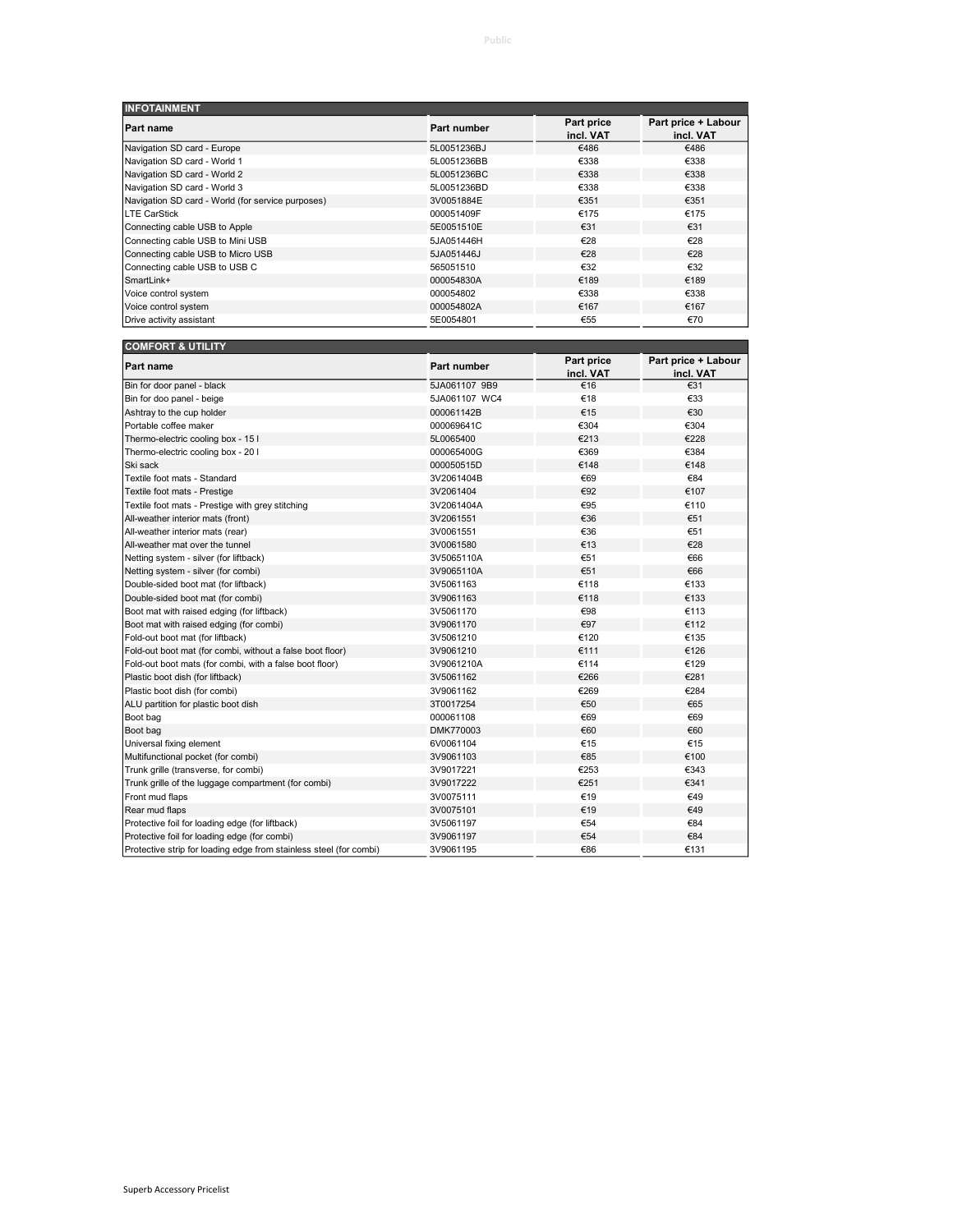| INFOTAINMENT | | | |
|---|---|---|---|
| **Part name** | **Part number** | **Part price incl. VAT** | **Part price + Labour incl. VAT** |
| Navigation SD card - Europe | 5L0051236BJ | €486 | €486 |
| Navigation SD card - World 1 | 5L0051236BB | €338 | €338 |
| Navigation SD card - World 2 | 5L0051236BC | €338 | €338 |
| Navigation SD card - World 3 | 5L0051236BD | €338 | €338 |
| Navigation SD card - World (for service purposes) | 3V0051884E | €351 | €351 |
| LTE CarStick | 000051409F | €175 | €175 |
| Connecting cable USB to Apple | 5E0051510E | €31 | €31 |
| Connecting cable USB to Mini USB | 5JA051446H | €28 | €28 |
| Connecting cable USB to Micro USB | 5JA051446J | €28 | €28 |
| Connecting cable USB to USB C | 565051510 | €32 | €32 |
| SmartLink+ | 000054830A | €189 | €189 |
| Voice control system | 000054802 | €338 | €338 |
| Voice control system | 000054802A | €167 | €167 |
| Drive activity assistant | 5E0054801 | €55 | €70 |

| COMFORT & UTILITY | | | |
|---|---|---|---|
| **Part name** | **Part number** | **Part price incl. VAT** | **Part price + Labour incl. VAT** |
| Bin for door panel - black | 5JA061107 9B9 | €16 | €31 |
| Bin for doo panel - beige | 5JA061107 WC4 | €18 | €33 |
| Ashtray to the cup holder | 000061142B | €15 | €30 |
| Portable coffee maker | 000069641C | €304 | €304 |
| Thermo-electric cooling box - 15 l | 5L0065400 | €213 | €228 |
| Thermo-electric cooling box - 20 l | 000065400G | €369 | €384 |
| Ski sack | 000050515D | €148 | €148 |
| Textile foot mats - Standard | 3V2061404B | €69 | €84 |
| Textile foot mats - Prestige | 3V2061404 | €92 | €107 |
| Textile foot mats - Prestige with grey stitching | 3V2061404A | €95 | €110 |
| All-weather interior mats (front) | 3V2061551 | €36 | €51 |
| All-weather interior mats (rear) | 3V0061551 | €36 | €51 |
| All-weather mat over the tunnel | 3V0061580 | €13 | €28 |
| Netting system - silver (for liftback) | 3V5065110A | €51 | €66 |
| Netting system - silver (for combi) | 3V9065110A | €51 | €66 |
| Double-sided boot mat (for liftback) | 3V5061163 | €118 | €133 |
| Double-sided boot mat (for combi) | 3V9061163 | €118 | €133 |
| Boot mat with raised edging (for liftback) | 3V5061170 | €98 | €113 |
| Boot mat with raised edging (for combi) | 3V9061170 | €97 | €112 |
| Fold-out boot mat (for liftback) | 3V5061210 | €120 | €135 |
| Fold-out boot mat (for combi, without a false boot floor) | 3V9061210 | €111 | €126 |
| Fold-out boot mats (for combi, with a false boot floor) | 3V9061210A | €114 | €129 |
| Plastic boot dish (for liftback) | 3V5061162 | €266 | €281 |
| Plastic boot dish (for combi) | 3V9061162 | €269 | €284 |
| ALU partition for plastic boot dish | 3T0017254 | €50 | €65 |
| Boot bag | 000061108 | €69 | €69 |
| Boot bag | DMK770003 | €60 | €60 |
| Universal fixing element | 6V0061104 | €15 | €15 |
| Multifunctional pocket (for combi) | 3V9061103 | €85 | €100 |
| Trunk grille (transverse, for combi) | 3V9017221 | €253 | €343 |
| Trunk grille of the luggage compartment (for combi) | 3V9017222 | €251 | €341 |
| Front mud flaps | 3V0075111 | €19 | €49 |
| Rear mud flaps | 3V0075101 | €19 | €49 |
| Protective foil for loading edge (for liftback) | 3V5061197 | €54 | €84 |
| Protective foil for loading edge (for combi) | 3V9061197 | €54 | €84 |
| Protective strip for loading edge from stainless steel (for combi) | 3V9061195 | €86 | €131 |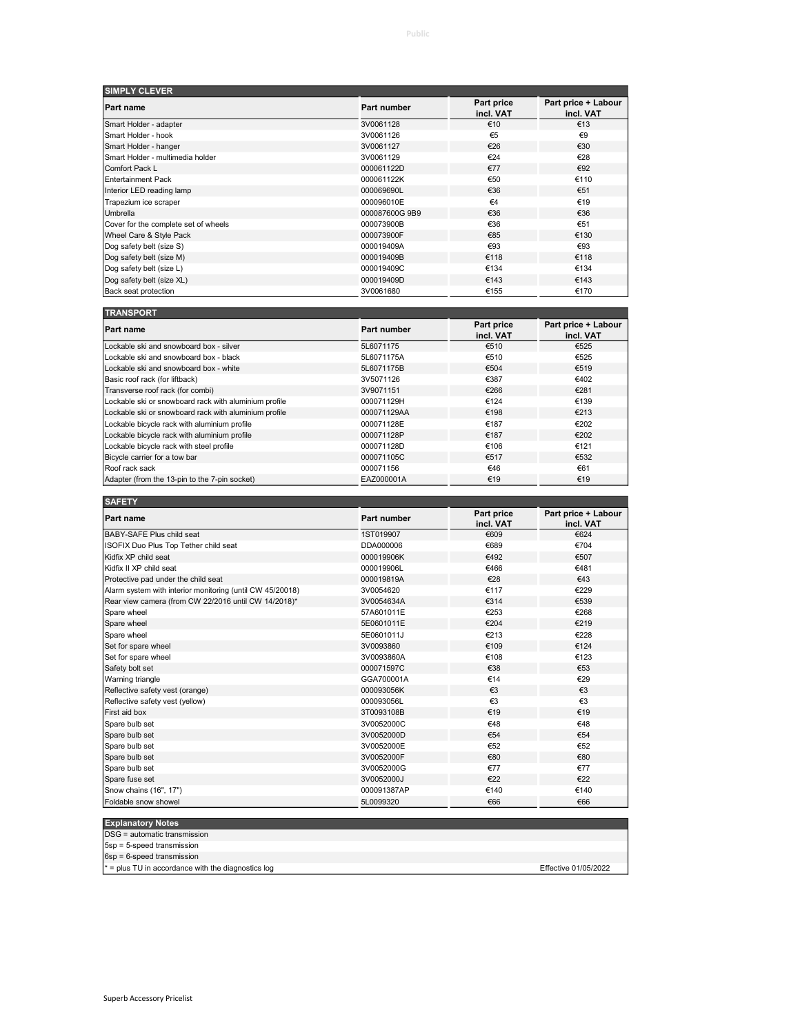## SIMPLY CLEVER

| Part name | Part number | Part price incl. VAT | Part price + Labour incl. VAT |
|---|---|---|---|
| Smart Holder - adapter | 3V0061128 | €10 | €13 |
| Smart Holder - hook | 3V0061126 | €5 | €9 |
| Smart Holder - hanger | 3V0061127 | €26 | €30 |
| Smart Holder - multimedia holder | 3V0061129 | €24 | €28 |
| Comfort Pack L | 000061122D | €77 | €92 |
| Entertainment Pack | 000061122K | €50 | €110 |
| Interior LED reading lamp | 000069690L | €36 | €51 |
| Trapezium ice scraper | 000096010E | €4 | €19 |
| Umbrella | 000087600G 9B9 | €36 | €36 |
| Cover for the complete set of wheels | 000073900B | €36 | €51 |
| Wheel Care & Style Pack | 000073900F | €85 | €130 |
| Dog safety belt (size S) | 000019409A | €93 | €93 |
| Dog safety belt (size M) | 000019409B | €118 | €118 |
| Dog safety belt (size L) | 000019409C | €134 | €134 |
| Dog safety belt (size XL) | 000019409D | €143 | €143 |
| Back seat protection | 3V0061680 | €155 | €170 |

## TRANSPORT

| Part name | Part number | Part price incl. VAT | Part price + Labour incl. VAT |
|---|---|---|---|
| Lockable ski and snowboard box - silver | 5L6071175 | €510 | €525 |
| Lockable ski and snowboard box - black | 5L6071175A | €510 | €525 |
| Lockable ski and snowboard box - white | 5L6071175B | €504 | €519 |
| Basic roof rack (for liftback) | 3V5071126 | €387 | €402 |
| Transverse roof rack (for combi) | 3V9071151 | €266 | €281 |
| Lockable ski or snowboard rack with aluminium profile | 000071129H | €124 | €139 |
| Lockable ski or snowboard rack with aluminium profile | 000071129AA | €198 | €213 |
| Lockable bicycle rack with aluminium profile | 000071128E | €187 | €202 |
| Lockable bicycle rack with aluminium profile | 000071128P | €187 | €202 |
| Lockable bicycle rack with steel profile | 000071128D | €106 | €121 |
| Bicycle carrier for a tow bar | 000071105C | €517 | €532 |
| Roof rack sack | 000071156 | €46 | €61 |
| Adapter (from the 13-pin to the 7-pin socket) | EAZ000001A | €19 | €19 |

## SAFETY

| Part name | Part number | Part price incl. VAT | Part price + Labour incl. VAT |
|---|---|---|---|
| BABY-SAFE Plus child seat | 1ST019907 | €609 | €624 |
| ISOFIX Duo Plus Top Tether child seat | DDA000006 | €689 | €704 |
| Kidfix XP child seat | 000019906K | €492 | €507 |
| Kidfix II XP child seat | 000019906L | €466 | €481 |
| Protective pad under the child seat | 000019819A | €28 | €43 |
| Alarm system with interior monitoring (until CW 45/20018) | 3V0054620 | €117 | €229 |
| Rear view camera (from CW 22/2016 until CW 14/2018)* | 3V0054634A | €314 | €539 |
| Spare wheel | 57A601011E | €253 | €268 |
| Spare wheel | 5E0601011E | €204 | €219 |
| Spare wheel | 5E0601011J | €213 | €228 |
| Set for spare wheel | 3V0093860 | €109 | €124 |
| Set for spare wheel | 3V0093860A | €108 | €123 |
| Safety bolt set | 000071597C | €38 | €53 |
| Warning triangle | GGA700001A | €14 | €29 |
| Reflective safety vest (orange) | 000093056K | €3 | €3 |
| Reflective safety vest (yellow) | 000093056L | €3 | €3 |
| First aid box | 3T0093108B | €19 | €19 |
| Spare bulb set | 3V0052000C | €48 | €48 |
| Spare bulb set | 3V0052000D | €54 | €54 |
| Spare bulb set | 3V0052000E | €52 | €52 |
| Spare bulb set | 3V0052000F | €80 | €80 |
| Spare bulb set | 3V0052000G | €77 | €77 |
| Spare fuse set | 3V0052000J | €22 | €22 |
| Snow chains (16", 17") | 000091387AP | €140 | €140 |
| Foldable snow showel | 5L0099320 | €66 | €66 |

## Explanatory Notes

DSG = automatic transmission

5sp = 5-speed transmission

6sp = 6-speed transmission

* = plus TU in accordance with the diagnostics log

Effective 01/05/2022